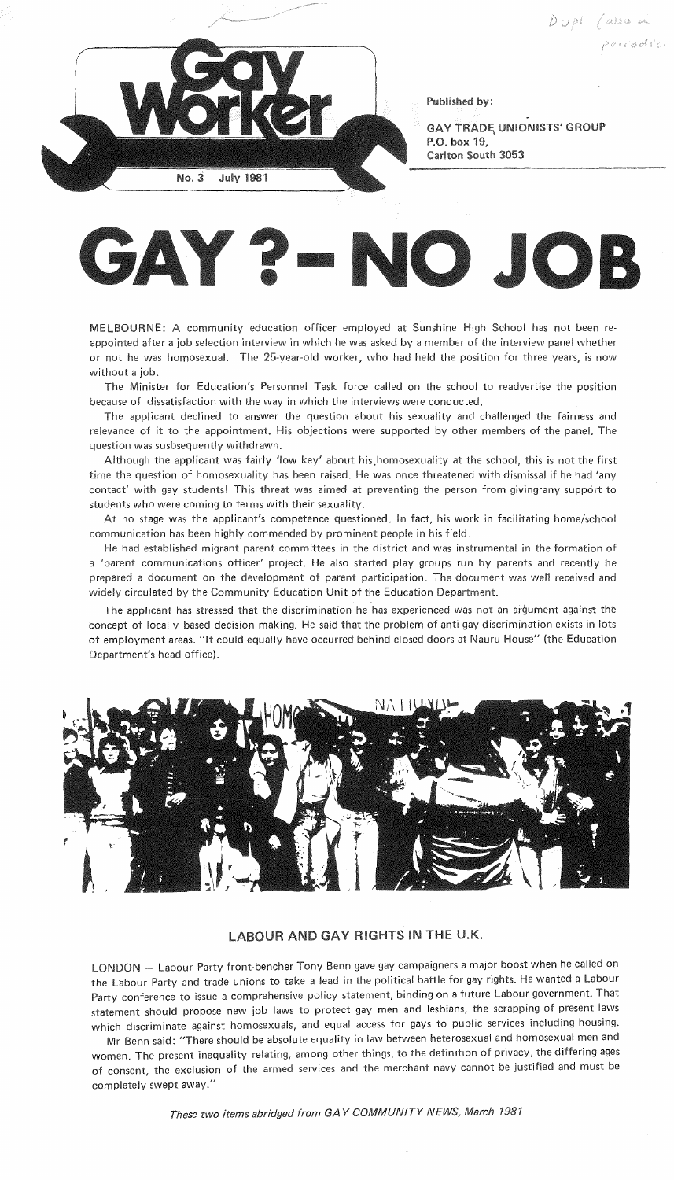# Gay Worker

No. 3 July 1981

Published by:

GAY TRADE UNIONISTS' GROUP
P.O. box 19,
Carlton South 3053

# GAY ? – NO JOB

MELBOURNE: A community education officer employed at Sunshine High School has not been re-appointed after a job selection interview in which he was asked by a member of the interview panel whether or not he was homosexual. The 25-year-old worker, who had held the position for three years, is now without a job.

The Minister for Education's Personnel Task force called on the school to readvertise the position because of dissatisfaction with the way in which the interviews were conducted.

The applicant declined to answer the question about his sexuality and challenged the fairness and relevance of it to the appointment. His objections were supported by other members of the panel. The question was susbsequently withdrawn.

Although the applicant was fairly 'low key' about his homosexuality at the school, this is not the first time the question of homosexuality has been raised. He was once threatened with dismissal if he had 'any contact' with gay students! This threat was aimed at preventing the person from giving any support to students who were coming to terms with their sexuality.

At no stage was the applicant's competence questioned. In fact, his work in facilitating home/school communication has been highly commended by prominent people in his field.

He had established migrant parent committees in the district and was instrumental in the formation of a 'parent communications officer' project. He also started play groups run by parents and recently he prepared a document on the development of parent participation. The document was well received and widely circulated by the Community Education Unit of the Education Department.

The applicant has stressed that the discrimination he has experienced was not an argument against the concept of locally based decision making. He said that the problem of anti-gay discrimination exists in lots of employment areas. "It could equally have occurred behind closed doors at Nauru House" (the Education Department's head office).

## LABOUR AND GAY RIGHTS IN THE U.K.

LONDON – Labour Party front-bencher Tony Benn gave gay campaigners a major boost when he called on the Labour Party and trade unions to take a lead in the political battle for gay rights. He wanted a Labour Party conference to issue a comprehensive policy statement, binding on a future Labour government. That statement should propose new job laws to protect gay men and lesbians, the scrapping of present laws which discriminate against homosexuals, and equal access for gays to public services including housing.

Mr Benn said: "There should be absolute equality in law between heterosexual and homosexual men and women. The present inequality relating, among other things, to the definition of privacy, the differing ages of consent, the exclusion of the armed services and the merchant navy cannot be justified and must be completely swept away."

*These two items abridged from GAY COMMUNITY NEWS, March 1981*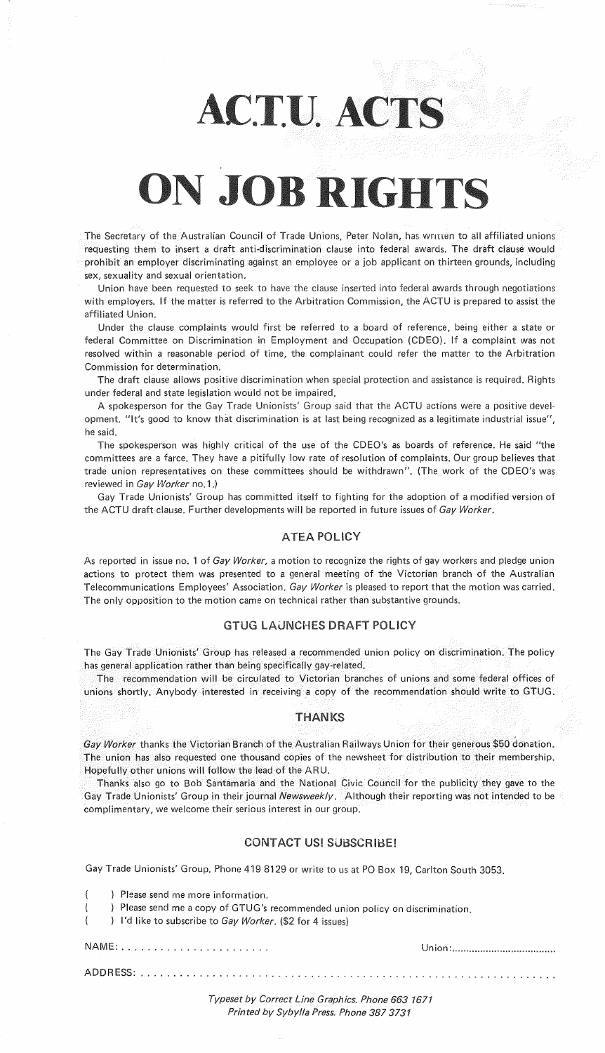# ACTU. ACTS ON JOB RIGHTS

The Secretary of the Australian Council of Trade Unions, Peter Nolan, has written to all affiliated unions requesting them to insert a draft anti-discrimination clause into federal awards. The draft clause would prohibit an employer discriminating against an employee or a job applicant on thirteen grounds, including sex, sexuality and sexual orientation.

Union have been requested to seek to have the clause inserted into federal awards through negotiations with employers. If the matter is referred to the Arbitration Commission, the ACTU is prepared to assist the affiliated Union.

Under the clause complaints would first be referred to a board of reference, being either a state or federal Committee on Discrimination in Employment and Occupation (CDEO). If a complaint was not resolved within a reasonable period of time, the complainant could refer the matter to the Arbitration Commission for determination.

The draft clause allows positive discrimination when special protection and assistance is required. Rights under federal and state legislation would not be impaired.

A spokesperson for the Gay Trade Unionists' Group said that the ACTU actions were a positive development. "It's good to know that discrimination is at last being recognized as a legitimate industrial issue", he said.

The spokesperson was highly critical of the use of the CDEO's as boards of reference. He said "the committees are a farce. They have a pitifully low rate of resolution of complaints. Our group believes that trade union representatives on these committees should be withdrawn". (The work of the CDEO's was reviewed in *Gay Worker* no.1.)

Gay Trade Unionists' Group has committed itself to fighting for the adoption of a modified version of the ACTU draft clause. Further developments will be reported in future issues of *Gay Worker*.

## ATEA POLICY

As reported in issue no. 1 of *Gay Worker*, a motion to recognize the rights of gay workers and pledge union actions to protect them was presented to a general meeting of the Victorian branch of the Australian Telecommunications Employees' Association. *Gay Worker* is pleased to report that the motion was carried. The only opposition to the motion came on technical rather than substantive grounds.

## GTUG LAUNCHES DRAFT POLICY

The Gay Trade Unionists' Group has released a recommended union policy on discrimination. The policy has general application rather than being specifically gay-related.

The recommendation will be circulated to Victorian branches of unions and some federal offices of unions shortly. Anybody interested in receiving a copy of the recommendation should write to GTUG.

## THANKS

*Gay Worker* thanks the Victorian Branch of the Australian Railways Union for their generous $50 donation. The union has also requested one thousand copies of the newsheet for distribution to their membership. Hopefully other unions will follow the lead of the ARU.

Thanks also go to Bob Santamaria and the National Civic Council for the publicity they gave to the Gay Trade Unionists' Group in their journal *Newsweekly*. Although their reporting was not intended to be complimentary, we welcome their serious interest in our group.

## CONTACT US! SUBSCRIBE!

Gay Trade Unionists' Group. Phone 419 8129 or write to us at PO Box 19, Carlton South 3053.

( ) Please send me more information.
( ) Please send me a copy of GTUG's recommended union policy on discrimination.
( ) I'd like to subscribe to *Gay Worker*. ($2 for 4 issues)

NAME: ........................ Union: ....................................

ADDRESS: ..............................................................

*Typeset by Correct Line Graphics. Phone 663 1671*
*Printed by Sybylla Press. Phone 387 3731*